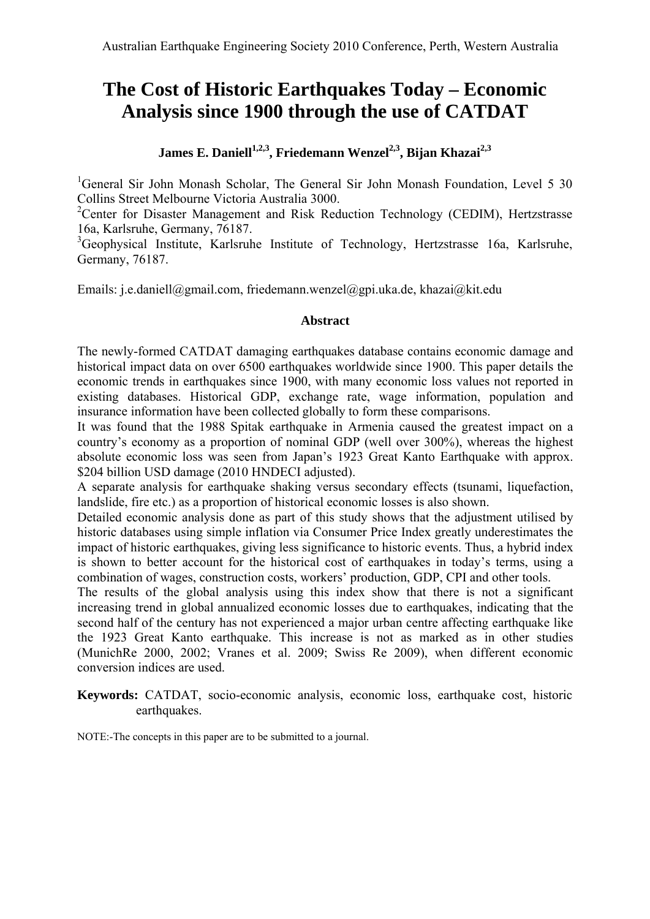# The Cost of Historic Earthquakes Today – Economic Analysis since 1900 through the use of CATDAT

**James E. Daniell[1,2,3], Friedemann Wenzel[2,3], Bijan Khazai[2,3]**

[1]General Sir John Monash Scholar, The General Sir John Monash Foundation, Level 5 30 Collins Street Melbourne Victoria Australia 3000.
[2]Center for Disaster Management and Risk Reduction Technology (CEDIM), Hertzstrasse 16a, Karlsruhe, Germany, 76187.
[3]Geophysical Institute, Karlsruhe Institute of Technology, Hertzstrasse 16a, Karlsruhe, Germany, 76187.

Emails: j.e.daniell@gmail.com, friedemann.wenzel@gpi.uka.de, khazai@kit.edu

## Abstract

The newly-formed CATDAT damaging earthquakes database contains economic damage and historical impact data on over 6500 earthquakes worldwide since 1900. This paper details the economic trends in earthquakes since 1900, with many economic loss values not reported in existing databases. Historical GDP, exchange rate, wage information, population and insurance information have been collected globally to form these comparisons.

It was found that the 1988 Spitak earthquake in Armenia caused the greatest impact on a country's economy as a proportion of nominal GDP (well over 300%), whereas the highest absolute economic loss was seen from Japan's 1923 Great Kanto Earthquake with approx. $204 billion USD damage (2010 HNDECI adjusted).

A separate analysis for earthquake shaking versus secondary effects (tsunami, liquefaction, landslide, fire etc.) as a proportion of historical economic losses is also shown.

Detailed economic analysis done as part of this study shows that the adjustment utilised by historic databases using simple inflation via Consumer Price Index greatly underestimates the impact of historic earthquakes, giving less significance to historic events. Thus, a hybrid index is shown to better account for the historical cost of earthquakes in today's terms, using a combination of wages, construction costs, workers' production, GDP, CPI and other tools.

The results of the global analysis using this index show that there is not a significant increasing trend in global annualized economic losses due to earthquakes, indicating that the second half of the century has not experienced a major urban centre affecting earthquake like the 1923 Great Kanto earthquake. This increase is not as marked as in other studies (MunichRe 2000, 2002; Vranes et al. 2009; Swiss Re 2009), when different economic conversion indices are used.

**Keywords:** CATDAT, socio-economic analysis, economic loss, earthquake cost, historic earthquakes.

NOTE:-The concepts in this paper are to be submitted to a journal.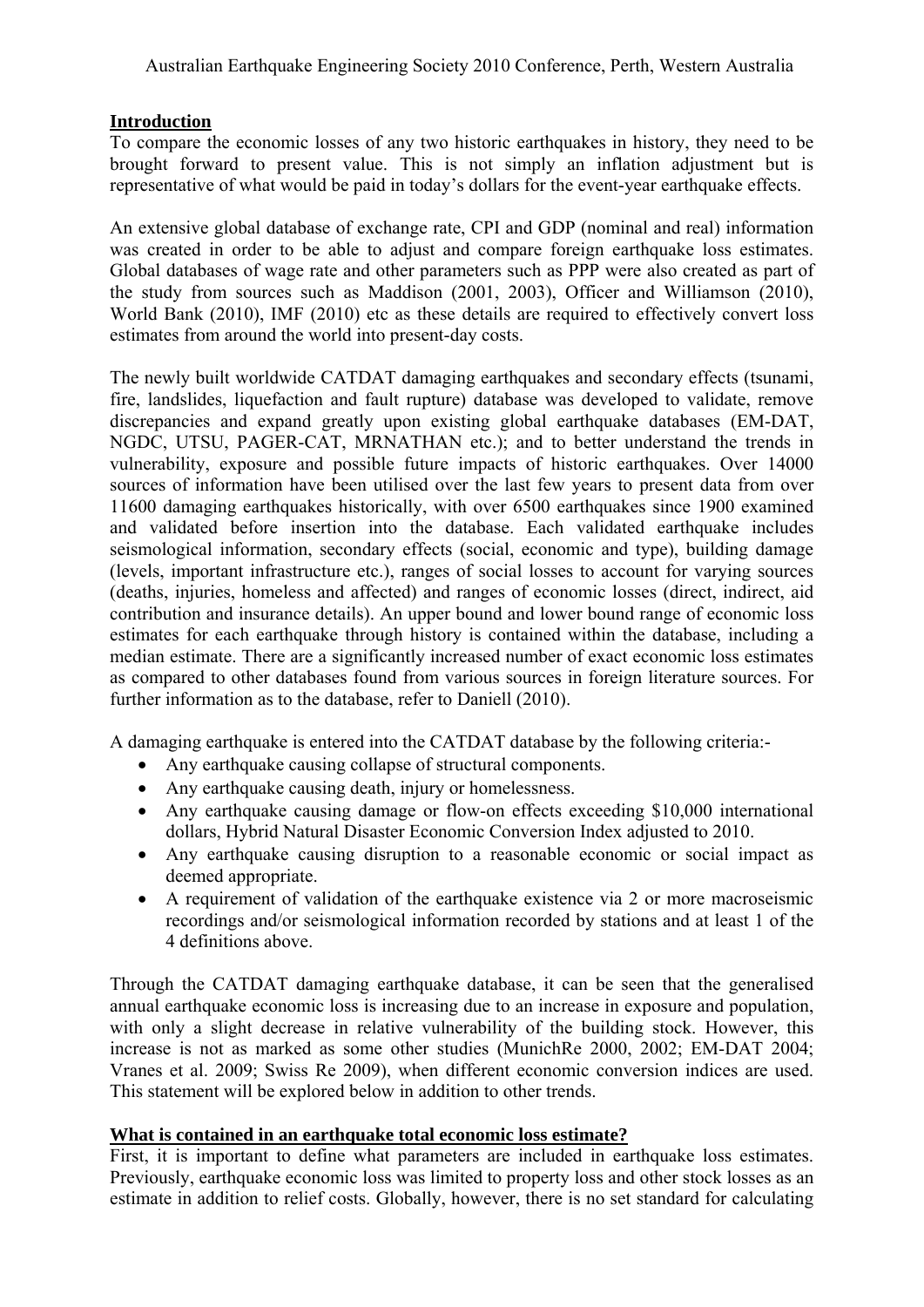## Introduction

To compare the economic losses of any two historic earthquakes in history, they need to be brought forward to present value. This is not simply an inflation adjustment but is representative of what would be paid in today's dollars for the event-year earthquake effects.

An extensive global database of exchange rate, CPI and GDP (nominal and real) information was created in order to be able to adjust and compare foreign earthquake loss estimates. Global databases of wage rate and other parameters such as PPP were also created as part of the study from sources such as Maddison (2001, 2003), Officer and Williamson (2010), World Bank (2010), IMF (2010) etc as these details are required to effectively convert loss estimates from around the world into present-day costs.

The newly built worldwide CATDAT damaging earthquakes and secondary effects (tsunami, fire, landslides, liquefaction and fault rupture) database was developed to validate, remove discrepancies and expand greatly upon existing global earthquake databases (EM-DAT, NGDC, UTSU, PAGER-CAT, MRNATHAN etc.); and to better understand the trends in vulnerability, exposure and possible future impacts of historic earthquakes. Over 14000 sources of information have been utilised over the last few years to present data from over 11600 damaging earthquakes historically, with over 6500 earthquakes since 1900 examined and validated before insertion into the database. Each validated earthquake includes seismological information, secondary effects (social, economic and type), building damage (levels, important infrastructure etc.), ranges of social losses to account for varying sources (deaths, injuries, homeless and affected) and ranges of economic losses (direct, indirect, aid contribution and insurance details). An upper bound and lower bound range of economic loss estimates for each earthquake through history is contained within the database, including a median estimate. There are a significantly increased number of exact economic loss estimates as compared to other databases found from various sources in foreign literature sources. For further information as to the database, refer to Daniell (2010).

A damaging earthquake is entered into the CATDAT database by the following criteria:-

- Any earthquake causing collapse of structural components.
- Any earthquake causing death, injury or homelessness.
- Any earthquake causing damage or flow-on effects exceeding $10,000 international dollars, Hybrid Natural Disaster Economic Conversion Index adjusted to 2010.
- Any earthquake causing disruption to a reasonable economic or social impact as deemed appropriate.
- A requirement of validation of the earthquake existence via 2 or more macroseismic recordings and/or seismological information recorded by stations and at least 1 of the 4 definitions above.

Through the CATDAT damaging earthquake database, it can be seen that the generalised annual earthquake economic loss is increasing due to an increase in exposure and population, with only a slight decrease in relative vulnerability of the building stock. However, this increase is not as marked as some other studies (MunichRe 2000, 2002; EM-DAT 2004; Vranes et al. 2009; Swiss Re 2009), when different economic conversion indices are used. This statement will be explored below in addition to other trends.

## What is contained in an earthquake total economic loss estimate?

First, it is important to define what parameters are included in earthquake loss estimates. Previously, earthquake economic loss was limited to property loss and other stock losses as an estimate in addition to relief costs. Globally, however, there is no set standard for calculating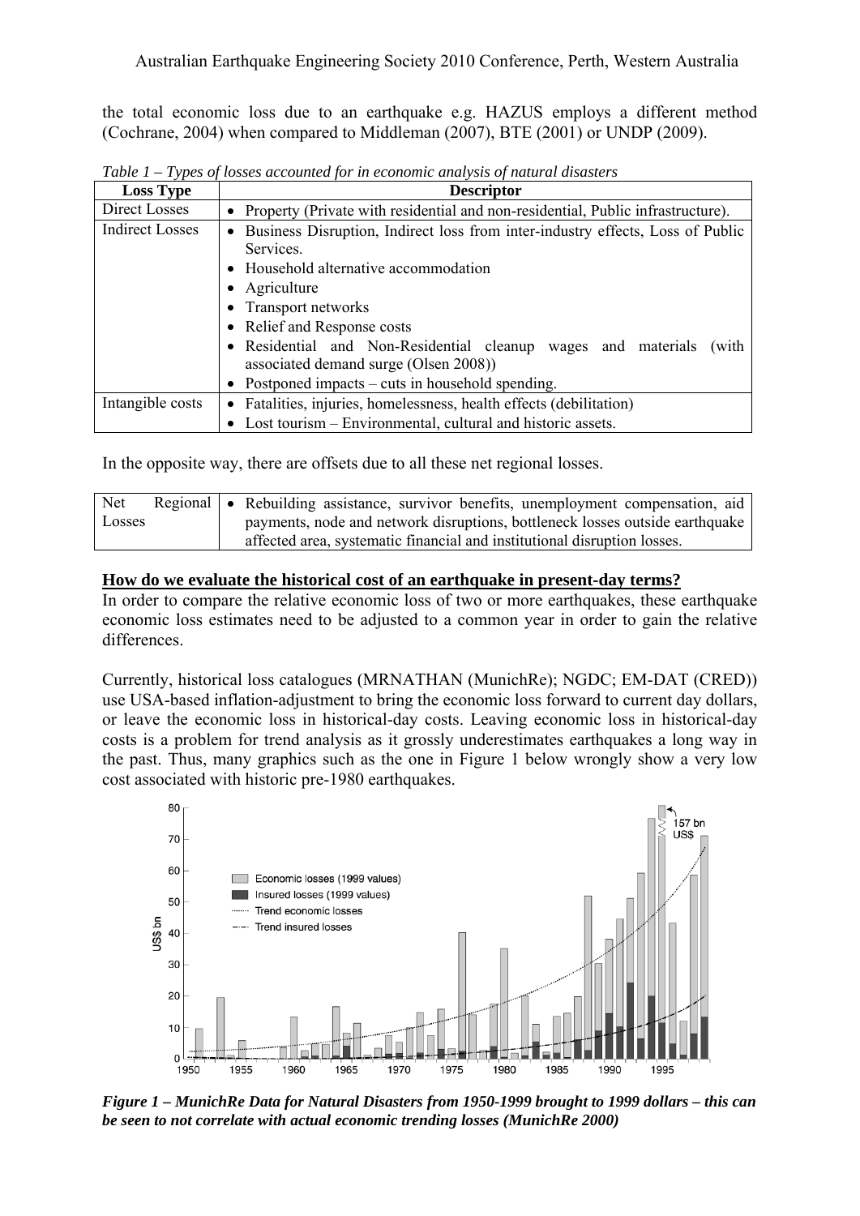the total economic loss due to an earthquake e.g. HAZUS employs a different method (Cochrane, 2004) when compared to Middleman (2007), BTE (2001) or UNDP (2009).

*Table 1 – Types of losses accounted for in economic analysis of natural disasters*

| Loss Type | Descriptor |
|---|---|
| Direct Losses | • Property (Private with residential and non-residential, Public infrastructure). |
| Indirect Losses | • Business Disruption, Indirect loss from inter-industry effects, Loss of Public Services.<br>• Household alternative accommodation<br>• Agriculture<br>• Transport networks<br>• Relief and Response costs<br>• Residential and Non-Residential cleanup wages and materials (with associated demand surge (Olsen 2008))<br>• Postponed impacts – cuts in household spending. |
| Intangible costs | • Fatalities, injuries, homelessness, health effects (debilitation)<br>• Lost tourism – Environmental, cultural and historic assets. |

In the opposite way, there are offsets due to all these net regional losses.

| | |
|---|---|
| Net Regional Losses | • Rebuilding assistance, survivor benefits, unemployment compensation, aid payments, node and network disruptions, bottleneck losses outside earthquake affected area, systematic financial and institutional disruption losses. |

**How do we evaluate the historical cost of an earthquake in present-day terms?**

In order to compare the relative economic loss of two or more earthquakes, these earthquake economic loss estimates need to be adjusted to a common year in order to gain the relative differences.

Currently, historical loss catalogues (MRNATHAN (MunichRe); NGDC; EM-DAT (CRED)) use USA-based inflation-adjustment to bring the economic loss forward to current day dollars, or leave the economic loss in historical-day costs. Leaving economic loss in historical-day costs is a problem for trend analysis as it grossly underestimates earthquakes a long way in the past. Thus, many graphics such as the one in Figure 1 below wrongly show a very low cost associated with historic pre-1980 earthquakes.

US$ bn
80
70
60
50
40
30
20
10
0
1950 1955 1960 1965 1970 1975 1980 1985 1990 1995
157 bn US$
Economic losses (1999 values)
Insured losses (1999 values)
Trend economic losses
Trend insured losses

***Figure 1 – MunichRe Data for Natural Disasters from 1950-1999 brought to 1999 dollars – this can be seen to not correlate with actual economic trending losses (MunichRe 2000)***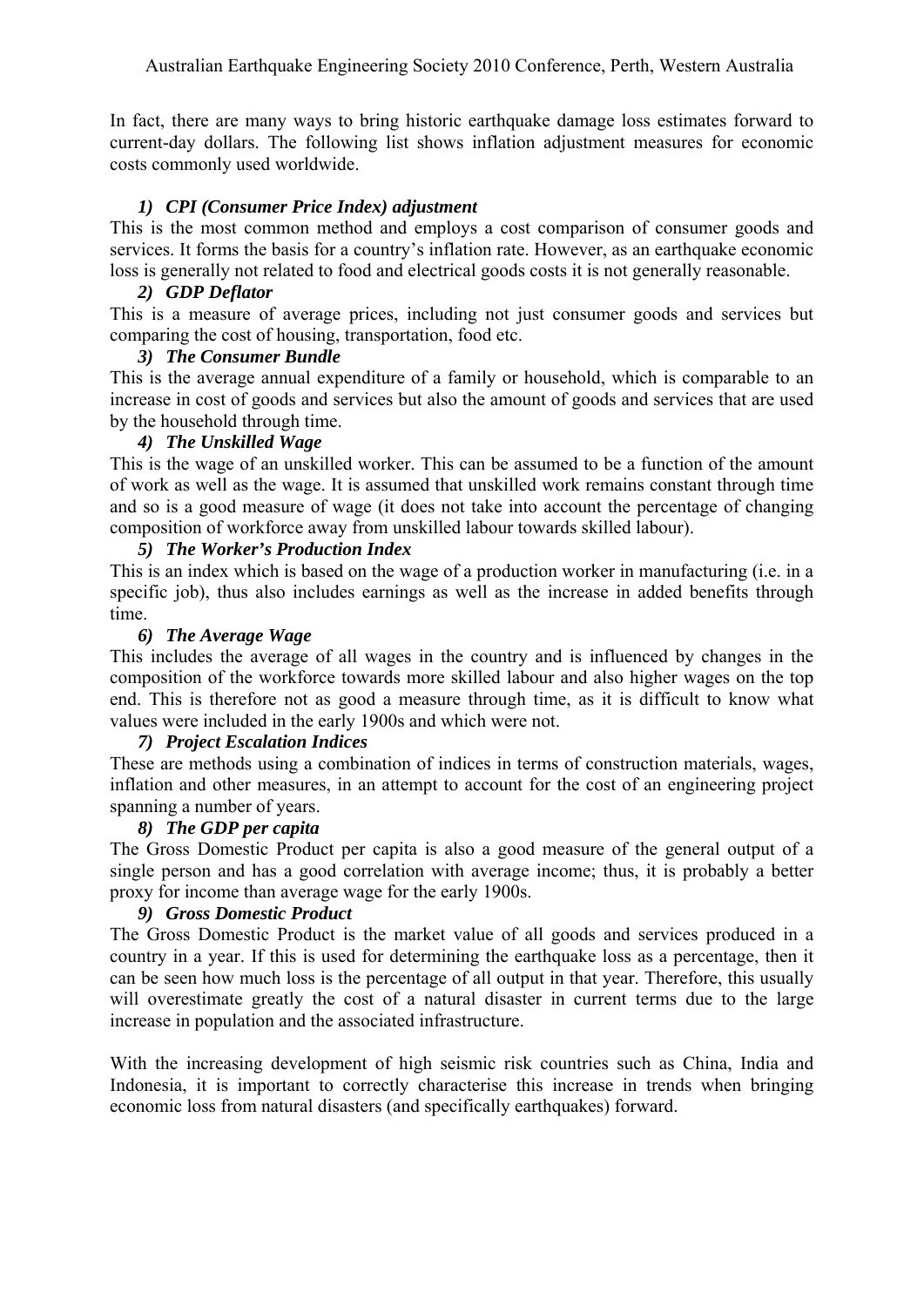In fact, there are many ways to bring historic earthquake damage loss estimates forward to current-day dollars. The following list shows inflation adjustment measures for economic costs commonly used worldwide.

***1) CPI (Consumer Price Index) adjustment***

This is the most common method and employs a cost comparison of consumer goods and services. It forms the basis for a country's inflation rate. However, as an earthquake economic loss is generally not related to food and electrical goods costs it is not generally reasonable.

***2) GDP Deflator***

This is a measure of average prices, including not just consumer goods and services but comparing the cost of housing, transportation, food etc.

***3) The Consumer Bundle***

This is the average annual expenditure of a family or household, which is comparable to an increase in cost of goods and services but also the amount of goods and services that are used by the household through time.

***4) The Unskilled Wage***

This is the wage of an unskilled worker. This can be assumed to be a function of the amount of work as well as the wage. It is assumed that unskilled work remains constant through time and so is a good measure of wage (it does not take into account the percentage of changing composition of workforce away from unskilled labour towards skilled labour).

***5) The Worker's Production Index***

This is an index which is based on the wage of a production worker in manufacturing (i.e. in a specific job), thus also includes earnings as well as the increase in added benefits through time.

***6) The Average Wage***

This includes the average of all wages in the country and is influenced by changes in the composition of the workforce towards more skilled labour and also higher wages on the top end. This is therefore not as good a measure through time, as it is difficult to know what values were included in the early 1900s and which were not.

***7) Project Escalation Indices***

These are methods using a combination of indices in terms of construction materials, wages, inflation and other measures, in an attempt to account for the cost of an engineering project spanning a number of years.

***8) The GDP per capita***

The Gross Domestic Product per capita is also a good measure of the general output of a single person and has a good correlation with average income; thus, it is probably a better proxy for income than average wage for the early 1900s.

***9) Gross Domestic Product***

The Gross Domestic Product is the market value of all goods and services produced in a country in a year. If this is used for determining the earthquake loss as a percentage, then it can be seen how much loss is the percentage of all output in that year. Therefore, this usually will overestimate greatly the cost of a natural disaster in current terms due to the large increase in population and the associated infrastructure.

With the increasing development of high seismic risk countries such as China, India and Indonesia, it is important to correctly characterise this increase in trends when bringing economic loss from natural disasters (and specifically earthquakes) forward.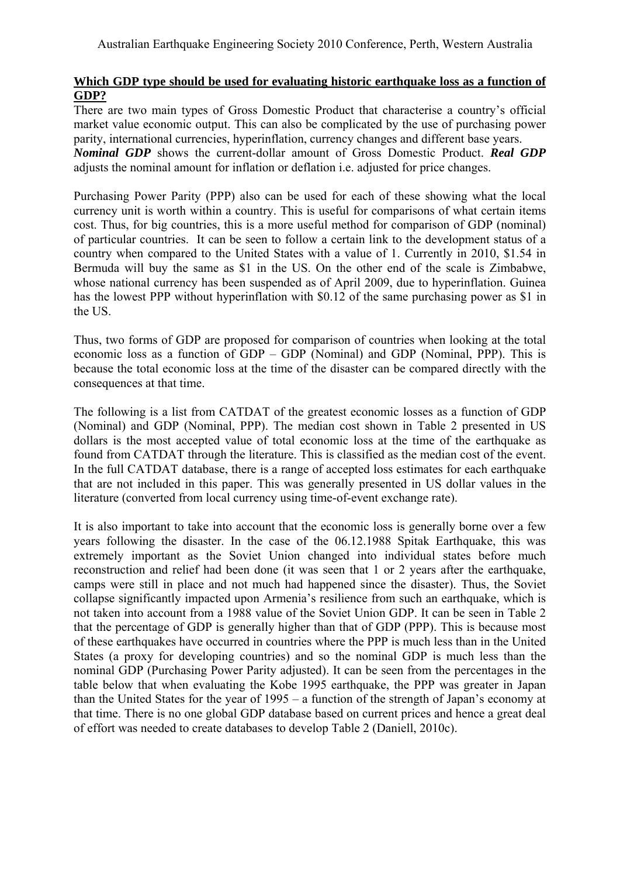**Which GDP type should be used for evaluating historic earthquake loss as a function of GDP?**

There are two main types of Gross Domestic Product that characterise a country's official market value economic output. This can also be complicated by the use of purchasing power parity, international currencies, hyperinflation, currency changes and different base years. ***Nominal GDP*** shows the current-dollar amount of Gross Domestic Product. ***Real GDP*** adjusts the nominal amount for inflation or deflation i.e. adjusted for price changes.

Purchasing Power Parity (PPP) also can be used for each of these showing what the local currency unit is worth within a country. This is useful for comparisons of what certain items cost. Thus, for big countries, this is a more useful method for comparison of GDP (nominal) of particular countries. It can be seen to follow a certain link to the development status of a country when compared to the United States with a value of 1. Currently in 2010, $1.54 in Bermuda will buy the same as $1 in the US. On the other end of the scale is Zimbabwe, whose national currency has been suspended as of April 2009, due to hyperinflation. Guinea has the lowest PPP without hyperinflation with $0.12 of the same purchasing power as $1 in the US.

Thus, two forms of GDP are proposed for comparison of countries when looking at the total economic loss as a function of GDP – GDP (Nominal) and GDP (Nominal, PPP). This is because the total economic loss at the time of the disaster can be compared directly with the consequences at that time.

The following is a list from CATDAT of the greatest economic losses as a function of GDP (Nominal) and GDP (Nominal, PPP). The median cost shown in Table 2 presented in US dollars is the most accepted value of total economic loss at the time of the earthquake as found from CATDAT through the literature. This is classified as the median cost of the event. In the full CATDAT database, there is a range of accepted loss estimates for each earthquake that are not included in this paper. This was generally presented in US dollar values in the literature (converted from local currency using time-of-event exchange rate).

It is also important to take into account that the economic loss is generally borne over a few years following the disaster. In the case of the 06.12.1988 Spitak Earthquake, this was extremely important as the Soviet Union changed into individual states before much reconstruction and relief had been done (it was seen that 1 or 2 years after the earthquake, camps were still in place and not much had happened since the disaster). Thus, the Soviet collapse significantly impacted upon Armenia's resilience from such an earthquake, which is not taken into account from a 1988 value of the Soviet Union GDP. It can be seen in Table 2 that the percentage of GDP is generally higher than that of GDP (PPP). This is because most of these earthquakes have occurred in countries where the PPP is much less than in the United States (a proxy for developing countries) and so the nominal GDP is much less than the nominal GDP (Purchasing Power Parity adjusted). It can be seen from the percentages in the table below that when evaluating the Kobe 1995 earthquake, the PPP was greater in Japan than the United States for the year of 1995 – a function of the strength of Japan's economy at that time. There is no one global GDP database based on current prices and hence a great deal of effort was needed to create databases to develop Table 2 (Daniell, 2010c).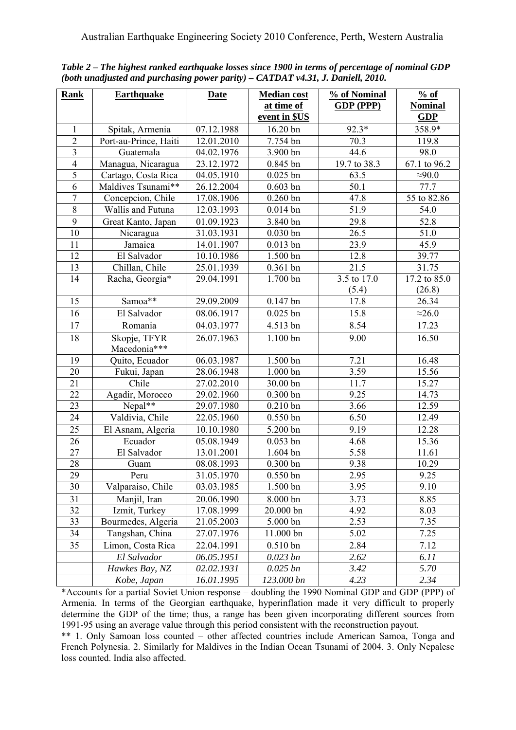*Table 2 – The highest ranked earthquake losses since 1900 in terms of percentage of nominal GDP (both unadjusted and purchasing power parity) – CATDAT v4.31, J. Daniell, 2010.*

| Rank | Earthquake | Date | Median cost at time of event in $US | % of Nominal GDP (PPP) | % of Nominal GDP |
|---|---|---|---|---|---|
| 1 | Spitak, Armenia | 07.12.1988 | 16.20 bn | 92.3* | 358.9* |
| 2 | Port-au-Prince, Haiti | 12.01.2010 | 7.754 bn | 70.3 | 119.8 |
| 3 | Guatemala | 04.02.1976 | 3.900 bn | 44.6 | 98.0 |
| 4 | Managua, Nicaragua | 23.12.1972 | 0.845 bn | 19.7 to 38.3 | 67.1 to 96.2 |
| 5 | Cartago, Costa Rica | 04.05.1910 | 0.025 bn | 63.5 | ≈90.0 |
| 6 | Maldives Tsunami** | 26.12.2004 | 0.603 bn | 50.1 | 77.7 |
| 7 | Concepcion, Chile | 17.08.1906 | 0.260 bn | 47.8 | 55 to 82.86 |
| 8 | Wallis and Futuna | 12.03.1993 | 0.014 bn | 51.9 | 54.0 |
| 9 | Great Kanto, Japan | 01.09.1923 | 3.840 bn | 29.8 | 52.8 |
| 10 | Nicaragua | 31.03.1931 | 0.030 bn | 26.5 | 51.0 |
| 11 | Jamaica | 14.01.1907 | 0.013 bn | 23.9 | 45.9 |
| 12 | El Salvador | 10.10.1986 | 1.500 bn | 12.8 | 39.77 |
| 13 | Chillan, Chile | 25.01.1939 | 0.361 bn | 21.5 | 31.75 |
| 14 | Racha, Georgia* | 29.04.1991 | 1.700 bn | 3.5 to 17.0 (5.4) | 17.2 to 85.0 (26.8) |
| 15 | Samoa** | 29.09.2009 | 0.147 bn | 17.8 | 26.34 |
| 16 | El Salvador | 08.06.1917 | 0.025 bn | 15.8 | ≈26.0 |
| 17 | Romania | 04.03.1977 | 4.513 bn | 8.54 | 17.23 |
| 18 | Skopje, TFYR Macedonia*** | 26.07.1963 | 1.100 bn | 9.00 | 16.50 |
| 19 | Quito, Ecuador | 06.03.1987 | 1.500 bn | 7.21 | 16.48 |
| 20 | Fukui, Japan | 28.06.1948 | 1.000 bn | 3.59 | 15.56 |
| 21 | Chile | 27.02.2010 | 30.00 bn | 11.7 | 15.27 |
| 22 | Agadir, Morocco | 29.02.1960 | 0.300 bn | 9.25 | 14.73 |
| 23 | Nepal** | 29.07.1980 | 0.210 bn | 3.66 | 12.59 |
| 24 | Valdivia, Chile | 22.05.1960 | 0.550 bn | 6.50 | 12.49 |
| 25 | El Asnam, Algeria | 10.10.1980 | 5.200 bn | 9.19 | 12.28 |
| 26 | Ecuador | 05.08.1949 | 0.053 bn | 4.68 | 15.36 |
| 27 | El Salvador | 13.01.2001 | 1.604 bn | 5.58 | 11.61 |
| 28 | Guam | 08.08.1993 | 0.300 bn | 9.38 | 10.29 |
| 29 | Peru | 31.05.1970 | 0.550 bn | 2.95 | 9.25 |
| 30 | Valparaiso, Chile | 03.03.1985 | 1.500 bn | 3.95 | 9.10 |
| 31 | Manjil, Iran | 20.06.1990 | 8.000 bn | 3.73 | 8.85 |
| 32 | Izmit, Turkey | 17.08.1999 | 20.000 bn | 4.92 | 8.03 |
| 33 | Bourmedes, Algeria | 21.05.2003 | 5.000 bn | 2.53 | 7.35 |
| 34 | Tangshan, China | 27.07.1976 | 11.000 bn | 5.02 | 7.25 |
| 35 | Limon, Costa Rica | 22.04.1991 | 0.510 bn | 2.84 | 7.12 |
| | *El Salvador* | *06.05.1951* | *0.023 bn* | *2.62* | *6.11* |
| | *Hawkes Bay, NZ* | *02.02.1931* | *0.025 bn* | *3.42* | *5.70* |
| | *Kobe, Japan* | *16.01.1995* | *123.000 bn* | *4.23* | *2.34* |

*Accounts for a partial Soviet Union response – doubling the 1990 Nominal GDP and GDP (PPP) of Armenia. In terms of the Georgian earthquake, hyperinflation made it very difficult to properly determine the GDP of the time; thus, a range has been given incorporating different sources from 1991-95 using an average value through this period consistent with the reconstruction payout.

** 1. Only Samoan loss counted – other affected countries include American Samoa, Tonga and French Polynesia. 2. Similarly for Maldives in the Indian Ocean Tsunami of 2004. 3. Only Nepalese loss counted. India also affected.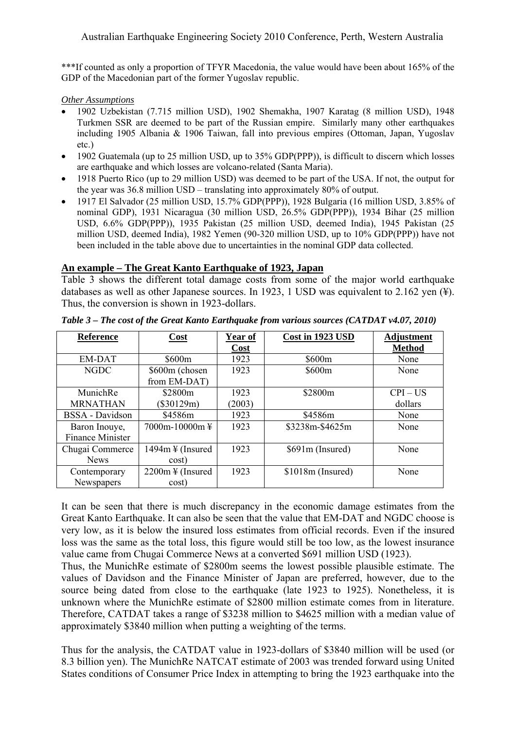***If counted as only a proportion of TFYR Macedonia, the value would have been about 165% of the GDP of the Macedonian part of the former Yugoslav republic.

*Other Assumptions*

- 1902 Uzbekistan (7.715 million USD), 1902 Shemakha, 1907 Karatag (8 million USD), 1948 Turkmen SSR are deemed to be part of the Russian empire. Similarly many other earthquakes including 1905 Albania & 1906 Taiwan, fall into previous empires (Ottoman, Japan, Yugoslav etc.)
- 1902 Guatemala (up to 25 million USD, up to 35% GDP(PPP)), is difficult to discern which losses are earthquake and which losses are volcano-related (Santa Maria).
- 1918 Puerto Rico (up to 29 million USD) was deemed to be part of the USA. If not, the output for the year was 36.8 million USD – translating into approximately 80% of output.
- 1917 El Salvador (25 million USD, 15.7% GDP(PPP)), 1928 Bulgaria (16 million USD, 3.85% of nominal GDP), 1931 Nicaragua (30 million USD, 26.5% GDP(PPP)), 1934 Bihar (25 million USD, 6.6% GDP(PPP)), 1935 Pakistan (25 million USD, deemed India), 1945 Pakistan (25 million USD, deemed India), 1982 Yemen (90-320 million USD, up to 10% GDP(PPP)) have not been included in the table above due to uncertainties in the nominal GDP data collected.

## An example – The Great Kanto Earthquake of 1923, Japan

Table 3 shows the different total damage costs from some of the major world earthquake databases as well as other Japanese sources. In 1923, 1 USD was equivalent to 2.162 yen (¥). Thus, the conversion is shown in 1923-dollars.

***Table 3 – The cost of the Great Kanto Earthquake from various sources (CATDAT v4.07, 2010)***

| Reference | Cost | Year of Cost | Cost in 1923 USD | Adjustment Method |
|---|---|---|---|---|
| EM-DAT | \$600m | 1923 | \$600m | None |
| NGDC | \$600m (chosen from EM-DAT) | 1923 | \$600m | None |
| MunichRe MRNATHAN | \$2800m (\$30129m) | 1923 (2003) | \$2800m | CPI – US dollars |
| BSSA - Davidson | \$4586m | 1923 | \$4586m | None |
| Baron Inouye, Finance Minister | 7000m-10000m ¥ | 1923 | \$3238m-\$4625m | None |
| Chugai Commerce News | 1494m ¥ (Insured cost) | 1923 | \$691m (Insured) | None |
| Contemporary Newspapers | 2200m ¥ (Insured cost) | 1923 | \$1018m (Insured) | None |

It can be seen that there is much discrepancy in the economic damage estimates from the Great Kanto Earthquake. It can also be seen that the value that EM-DAT and NGDC choose is very low, as it is below the insured loss estimates from official records. Even if the insured loss was the same as the total loss, this figure would still be too low, as the lowest insurance value came from Chugai Commerce News at a converted \$691 million USD (1923).

Thus, the MunichRe estimate of \$2800m seems the lowest possible plausible estimate. The values of Davidson and the Finance Minister of Japan are preferred, however, due to the source being dated from close to the earthquake (late 1923 to 1925). Nonetheless, it is unknown where the MunichRe estimate of \$2800 million estimate comes from in literature. Therefore, CATDAT takes a range of \$3238 million to \$4625 million with a median value of approximately \$3840 million when putting a weighting of the terms.

Thus for the analysis, the CATDAT value in 1923-dollars of \$3840 million will be used (or 8.3 billion yen). The MunichRe NATCAT estimate of 2003 was trended forward using United States conditions of Consumer Price Index in attempting to bring the 1923 earthquake into the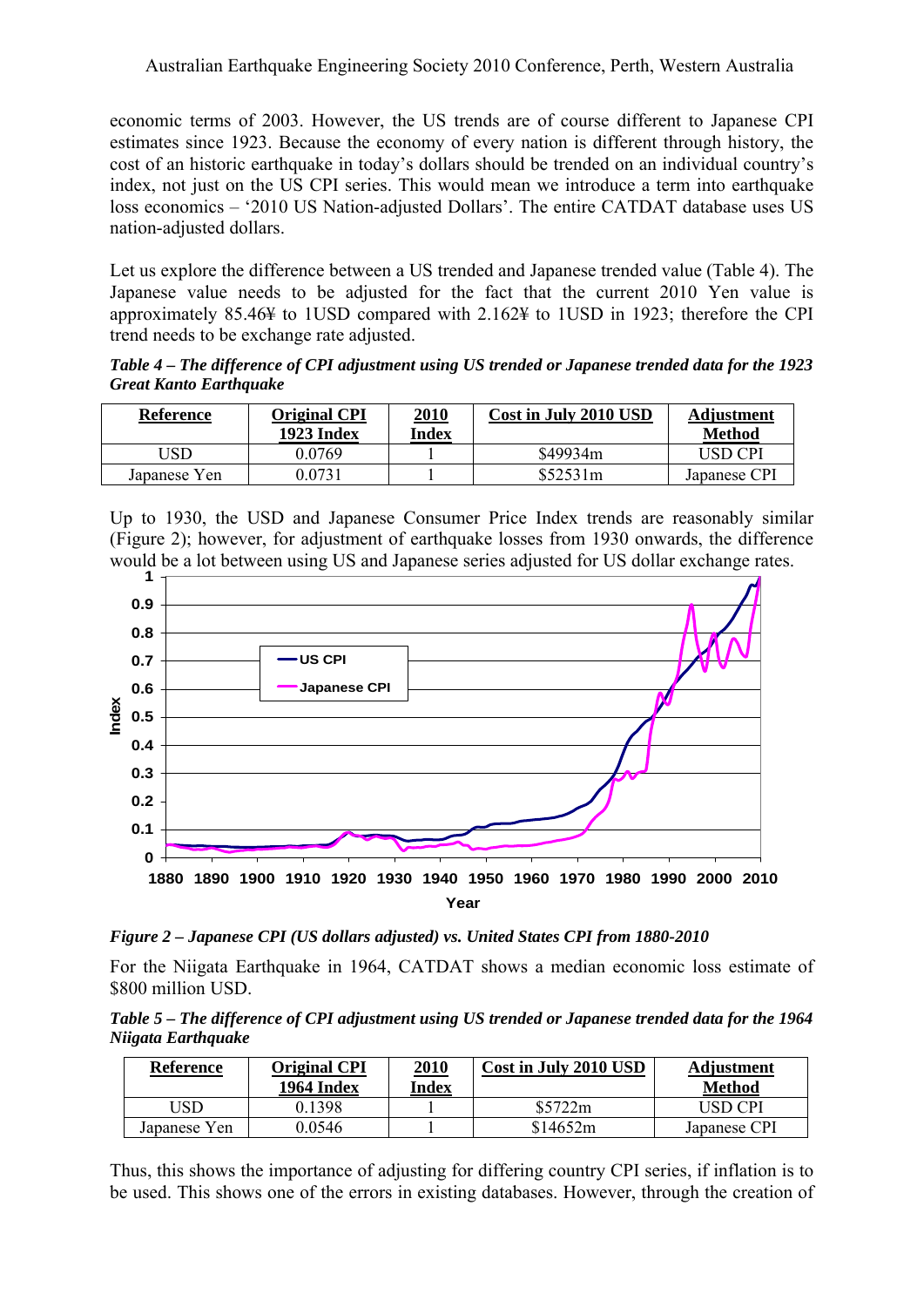economic terms of 2003. However, the US trends are of course different to Japanese CPI estimates since 1923. Because the economy of every nation is different through history, the cost of an historic earthquake in today's dollars should be trended on an individual country's index, not just on the US CPI series. This would mean we introduce a term into earthquake loss economics – '2010 US Nation-adjusted Dollars'. The entire CATDAT database uses US nation-adjusted dollars.

Let us explore the difference between a US trended and Japanese trended value (Table 4). The Japanese value needs to be adjusted for the fact that the current 2010 Yen value is approximately 85.46¥ to 1USD compared with 2.162¥ to 1USD in 1923; therefore the CPI trend needs to be exchange rate adjusted.

***Table 4 – The difference of CPI adjustment using US trended or Japanese trended data for the 1923 Great Kanto Earthquake***

| Reference | Original CPI 1923 Index | 2010 Index | Cost in July 2010 USD | Adjustment Method |
|---|---|---|---|---|
| USD | 0.0769 | 1 | $49934m | USD CPI |
| Japanese Yen | 0.0731 | 1 | $52531m | Japanese CPI |

Up to 1930, the USD and Japanese Consumer Price Index trends are reasonably similar (Figure 2); however, for adjustment of earthquake losses from 1930 onwards, the difference would be a lot between using US and Japanese series adjusted for US dollar exchange rates.

1
0.9
0.8
0.7
0.6
0.5
0.4
0.3
0.2
0.1
0
Index
US CPI
Japanese CPI
1880 1890 1900 1910 1920 1930 1940 1950 1960 1970 1980 1990 2000 2010
Year

*Figure 2 – Japanese CPI (US dollars adjusted) vs. United States CPI from 1880-2010*

For the Niigata Earthquake in 1964, CATDAT shows a median economic loss estimate of $800 million USD.

***Table 5 – The difference of CPI adjustment using US trended or Japanese trended data for the 1964 Niigata Earthquake***

| Reference | Original CPI 1964 Index | 2010 Index | Cost in July 2010 USD | Adjustment Method |
|---|---|---|---|---|
| USD | 0.1398 | 1 | $5722m | USD CPI |
| Japanese Yen | 0.0546 | 1 | $14652m | Japanese CPI |

Thus, this shows the importance of adjusting for differing country CPI series, if inflation is to be used. This shows one of the errors in existing databases. However, through the creation of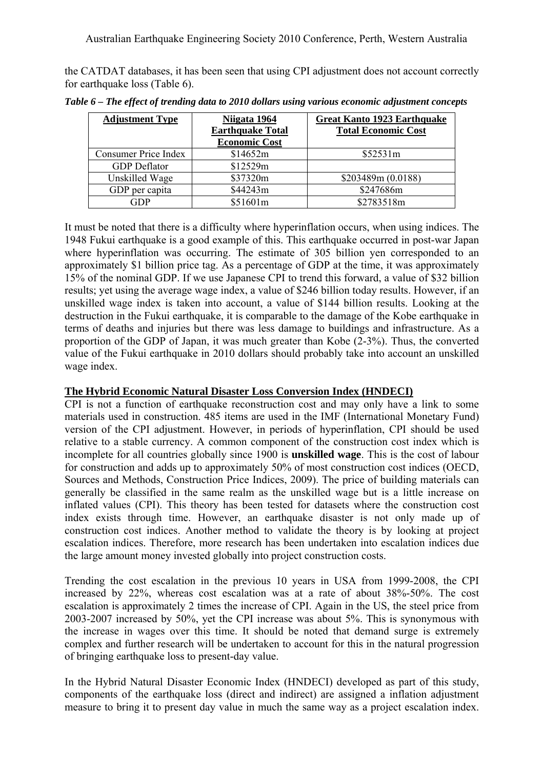the CATDAT databases, it has been seen that using CPI adjustment does not account correctly for earthquake loss (Table 6).

*Table 6 – The effect of trending data to 2010 dollars using various economic adjustment concepts*

| Adjustment Type | Niigata 1964 Earthquake Total Economic Cost | Great Kanto 1923 Earthquake Total Economic Cost |
|---|---|---|
| Consumer Price Index | \$14652m | \$52531m |
| GDP Deflator | \$12529m | |
| Unskilled Wage | \$37320m | \$203489m (0.0188) |
| GDP per capita | \$44243m | \$247686m |
| GDP | \$51601m | \$2783518m |

It must be noted that there is a difficulty where hyperinflation occurs, when using indices. The 1948 Fukui earthquake is a good example of this. This earthquake occurred in post-war Japan where hyperinflation was occurring. The estimate of 305 billion yen corresponded to an approximately \$1 billion price tag. As a percentage of GDP at the time, it was approximately 15% of the nominal GDP. If we use Japanese CPI to trend this forward, a value of \$32 billion results; yet using the average wage index, a value of \$246 billion today results. However, if an unskilled wage index is taken into account, a value of \$144 billion results. Looking at the destruction in the Fukui earthquake, it is comparable to the damage of the Kobe earthquake in terms of deaths and injuries but there was less damage to buildings and infrastructure. As a proportion of the GDP of Japan, it was much greater than Kobe (2-3%). Thus, the converted value of the Fukui earthquake in 2010 dollars should probably take into account an unskilled wage index.

## The Hybrid Economic Natural Disaster Loss Conversion Index (HNDECI)

CPI is not a function of earthquake reconstruction cost and may only have a link to some materials used in construction. 485 items are used in the IMF (International Monetary Fund) version of the CPI adjustment. However, in periods of hyperinflation, CPI should be used relative to a stable currency. A common component of the construction cost index which is incomplete for all countries globally since 1900 is **unskilled wage**. This is the cost of labour for construction and adds up to approximately 50% of most construction cost indices (OECD, Sources and Methods, Construction Price Indices, 2009). The price of building materials can generally be classified in the same realm as the unskilled wage but is a little increase on inflated values (CPI). This theory has been tested for datasets where the construction cost index exists through time. However, an earthquake disaster is not only made up of construction cost indices. Another method to validate the theory is by looking at project escalation indices. Therefore, more research has been undertaken into escalation indices due the large amount money invested globally into project construction costs.

Trending the cost escalation in the previous 10 years in USA from 1999-2008, the CPI increased by 22%, whereas cost escalation was at a rate of about 38%-50%. The cost escalation is approximately 2 times the increase of CPI. Again in the US, the steel price from 2003-2007 increased by 50%, yet the CPI increase was about 5%. This is synonymous with the increase in wages over this time. It should be noted that demand surge is extremely complex and further research will be undertaken to account for this in the natural progression of bringing earthquake loss to present-day value.

In the Hybrid Natural Disaster Economic Index (HNDECI) developed as part of this study, components of the earthquake loss (direct and indirect) are assigned a inflation adjustment measure to bring it to present day value in much the same way as a project escalation index.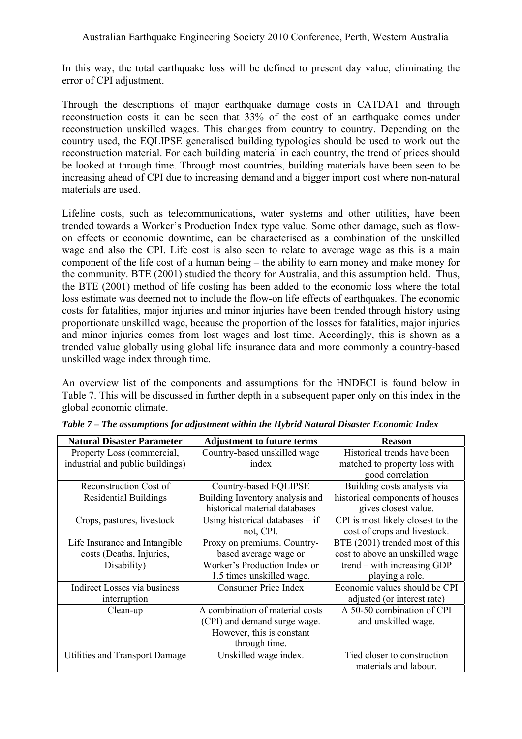In this way, the total earthquake loss will be defined to present day value, eliminating the error of CPI adjustment.

Through the descriptions of major earthquake damage costs in CATDAT and through reconstruction costs it can be seen that 33% of the cost of an earthquake comes under reconstruction unskilled wages. This changes from country to country. Depending on the country used, the EQLIPSE generalised building typologies should be used to work out the reconstruction material. For each building material in each country, the trend of prices should be looked at through time. Through most countries, building materials have been seen to be increasing ahead of CPI due to increasing demand and a bigger import cost where non-natural materials are used.

Lifeline costs, such as telecommunications, water systems and other utilities, have been trended towards a Worker's Production Index type value. Some other damage, such as flow-on effects or economic downtime, can be characterised as a combination of the unskilled wage and also the CPI. Life cost is also seen to relate to average wage as this is a main component of the life cost of a human being – the ability to earn money and make money for the community. BTE (2001) studied the theory for Australia, and this assumption held. Thus, the BTE (2001) method of life costing has been added to the economic loss where the total loss estimate was deemed not to include the flow-on life effects of earthquakes. The economic costs for fatalities, major injuries and minor injuries have been trended through history using proportionate unskilled wage, because the proportion of the losses for fatalities, major injuries and minor injuries comes from lost wages and lost time. Accordingly, this is shown as a trended value globally using global life insurance data and more commonly a country-based unskilled wage index through time.

An overview list of the components and assumptions for the HNDECI is found below in Table 7. This will be discussed in further depth in a subsequent paper only on this index in the global economic climate.

***Table 7 – The assumptions for adjustment within the Hybrid Natural Disaster Economic Index***

| Natural Disaster Parameter | Adjustment to future terms | Reason |
|---|---|---|
| Property Loss (commercial, industrial and public buildings) | Country-based unskilled wage index | Historical trends have been matched to property loss with good correlation |
| Reconstruction Cost of Residential Buildings | Country-based EQLIPSE Building Inventory analysis and historical material databases | Building costs analysis via historical components of houses gives closest value. |
| Crops, pastures, livestock | Using historical databases – if not, CPI. | CPI is most likely closest to the cost of crops and livestock. |
| Life Insurance and Intangible costs (Deaths, Injuries, Disability) | Proxy on premiums. Country-based average wage or Worker's Production Index or 1.5 times unskilled wage. | BTE (2001) trended most of this cost to above an unskilled wage trend – with increasing GDP playing a role. |
| Indirect Losses via business interruption | Consumer Price Index | Economic values should be CPI adjusted (or interest rate) |
| Clean-up | A combination of material costs (CPI) and demand surge wage. However, this is constant through time. | A 50-50 combination of CPI and unskilled wage. |
| Utilities and Transport Damage | Unskilled wage index. | Tied closer to construction materials and labour. |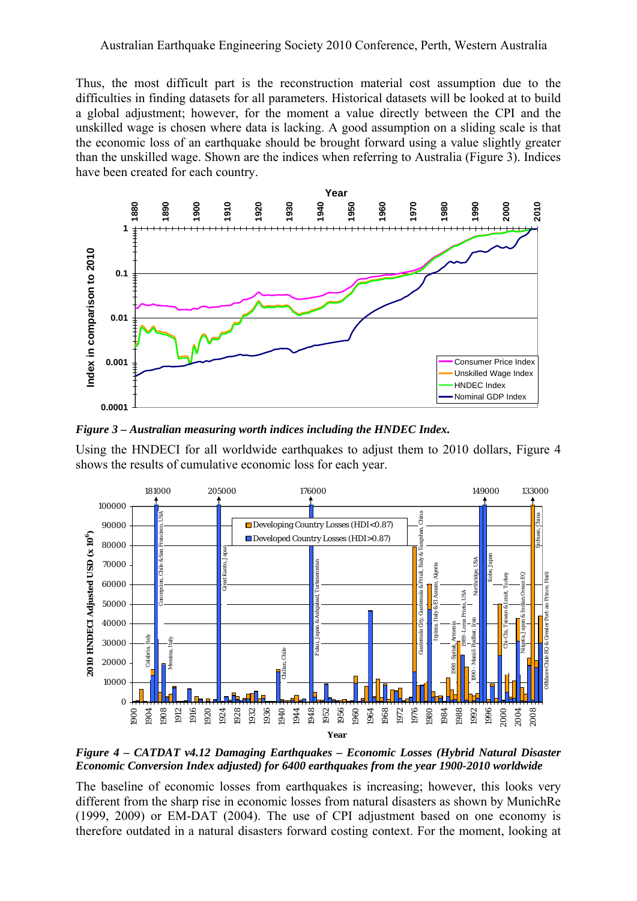Thus, the most difficult part is the reconstruction material cost assumption due to the difficulties in finding datasets for all parameters. Historical datasets will be looked at to build a global adjustment; however, for the moment a value directly between the CPI and the unskilled wage is chosen where data is lacking. A good assumption on a sliding scale is that the economic loss of an earthquake should be brought forward using a value slightly greater than the unskilled wage. Shown are the indices when referring to Australia (Figure 3). Indices have been created for each country.

Year
1880
1890
1900
1910
1920
1930
1940
1950
1960
1970
1980
1990
2000
2010
Index in comparison to 2010
1
0.1
0.01
0.001
0.0001
Consumer Price Index
Unskilled Wage Index
HNDEC Index
Nominal GDP Index

***Figure 3 – Australian measuring worth indices including the HNDEC Index.***

Using the HNDECI for all worldwide earthquakes to adjust them to 2010 dollars, Figure 4 shows the results of cumulative economic loss for each year.

181000
205000
176000
149000
133000
2010 HNDECI Adjusted USD (x $10^6$)
100000
90000
80000
70000
60000
50000
40000
30000
20000
10000
0
Developing Country Losses (HDI<0.87)
Developed Country Losses (HDI>0.87)
Calabria, Italy
Concepcion, Chile & San Francisco, USA
Messina, Italy
Great Kanto, Japan
Chillan, Chile
Fukui, Japan & Ashgabad, Turkmenistan
Guatemala City, Guatemala & Friuli, Italy & Tangshan, China
Irpinia, Italy & El Asnam, Algeria
1988 -Spitak, Armenia
1989-Loma Prieta, USA
1990 - Manjil-Rudbar, Iran
Northridge, USA
Kobe, Japan
Chi-Chi, Taiwan & Izmit, Turkey
Niigata, Japan & Indian Ocean EQ
Sichuan, China
Offshore Chile EQ & Greater Port-au-Prince, Haiti
1900
1904
1908
1912
1916
1920
1924
1928
1932
1936
1940
1944
1948
1952
1956
1960
1964
1968
1972
1976
1980
1984
1988
1992
1996
2000
2004
2008
Year

***Figure 4 – CATDAT v4.12 Damaging Earthquakes – Economic Losses (Hybrid Natural Disaster Economic Conversion Index adjusted) for 6400 earthquakes from the year 1900-2010 worldwide***

The baseline of economic losses from earthquakes is increasing; however, this looks very different from the sharp rise in economic losses from natural disasters as shown by MunichRe (1999, 2009) or EM-DAT (2004). The use of CPI adjustment based on one economy is therefore outdated in a natural disasters forward costing context. For the moment, looking at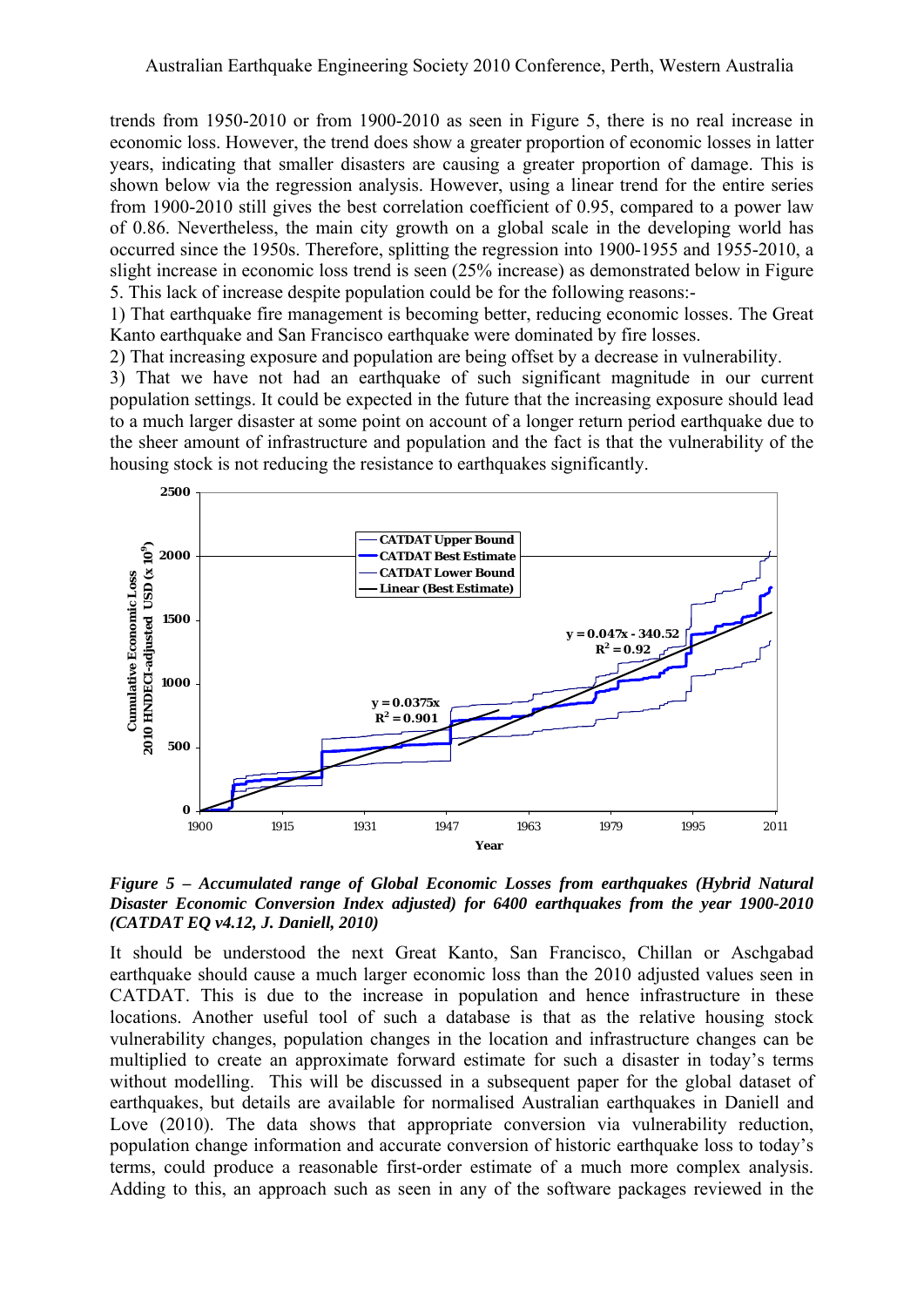trends from 1950-2010 or from 1900-2010 as seen in Figure 5, there is no real increase in economic loss. However, the trend does show a greater proportion of economic losses in latter years, indicating that smaller disasters are causing a greater proportion of damage. This is shown below via the regression analysis. However, using a linear trend for the entire series from 1900-2010 still gives the best correlation coefficient of 0.95, compared to a power law of 0.86. Nevertheless, the main city growth on a global scale in the developing world has occurred since the 1950s. Therefore, splitting the regression into 1900-1955 and 1955-2010, a slight increase in economic loss trend is seen (25% increase) as demonstrated below in Figure 5. This lack of increase despite population could be for the following reasons:-

1) That earthquake fire management is becoming better, reducing economic losses. The Great Kanto earthquake and San Francisco earthquake were dominated by fire losses.

2) That increasing exposure and population are being offset by a decrease in vulnerability.

3) That we have not had an earthquake of such significant magnitude in our current population settings. It could be expected in the future that the increasing exposure should lead to a much larger disaster at some point on account of a longer return period earthquake due to the sheer amount of infrastructure and population and the fact is that the vulnerability of the housing stock is not reducing the resistance to earthquakes significantly.

Cumulative Economic Loss 2010 HNDECI-adjusted USD (x $10^9$)

2500
2000
1500
1000
500
0

1900 1915 1931 1947 1963 1979 1995 2011

Year

CATDAT Upper Bound
CATDAT Best Estimate
CATDAT Lower Bound
Linear (Best Estimate)

$y = 0.0375x$
$R^2 = 0.901$

$y = 0.047x - 340.52$
$R^2 = 0.92$

***Figure 5 – Accumulated range of Global Economic Losses from earthquakes (Hybrid Natural Disaster Economic Conversion Index adjusted) for 6400 earthquakes from the year 1900-2010 (CATDAT EQ v4.12, J. Daniell, 2010)***

It should be understood the next Great Kanto, San Francisco, Chillan or Aschgabad earthquake should cause a much larger economic loss than the 2010 adjusted values seen in CATDAT. This is due to the increase in population and hence infrastructure in these locations. Another useful tool of such a database is that as the relative housing stock vulnerability changes, population changes in the location and infrastructure changes can be multiplied to create an approximate forward estimate for such a disaster in today's terms without modelling. This will be discussed in a subsequent paper for the global dataset of earthquakes, but details are available for normalised Australian earthquakes in Daniell and Love (2010). The data shows that appropriate conversion via vulnerability reduction, population change information and accurate conversion of historic earthquake loss to today's terms, could produce a reasonable first-order estimate of a much more complex analysis. Adding to this, an approach such as seen in any of the software packages reviewed in the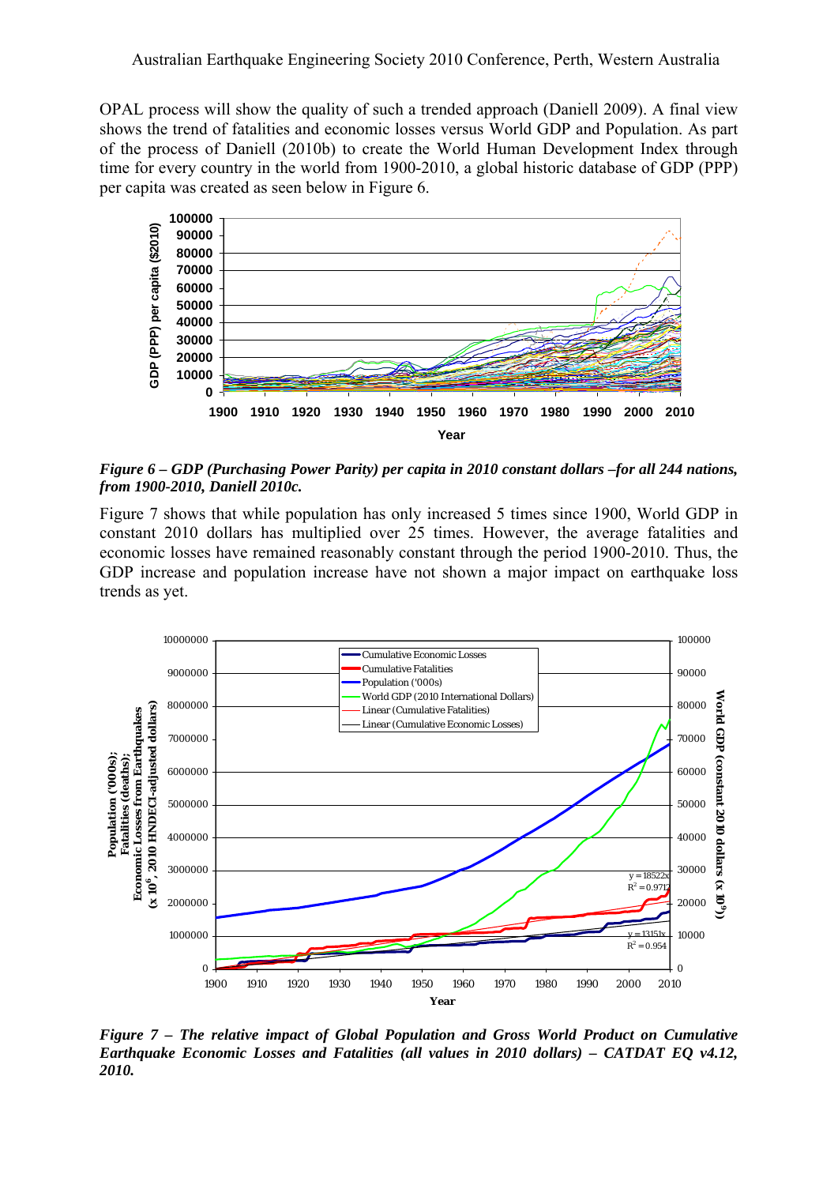OPAL process will show the quality of such a trended approach (Daniell 2009). A final view shows the trend of fatalities and economic losses versus World GDP and Population. As part of the process of Daniell (2010b) to create the World Human Development Index through time for every country in the world from 1900-2010, a global historic database of GDP (PPP) per capita was created as seen below in Figure 6.

GDP (PPP) per capita ($2010)
100000
90000
80000
70000
60000
50000
40000
30000
20000
10000
0
1900 1910 1920 1930 1940 1950 1960 1970 1980 1990 2000 2010
Year

***Figure 6 – GDP (Purchasing Power Parity) per capita in 2010 constant dollars –for all 244 nations, from 1900-2010, Daniell 2010c.***

Figure 7 shows that while population has only increased 5 times since 1900, World GDP in constant 2010 dollars has multiplied over 25 times. However, the average fatalities and economic losses have remained reasonably constant through the period 1900-2010. Thus, the GDP increase and population increase have not shown a major impact on earthquake loss trends as yet.

Population ('000s); Fatalities (deaths); Economic Losses from Earthquakes (x 10^6, 2010 HNDECI-adjusted dollars)
10000000
9000000
8000000
7000000
6000000
5000000
4000000
3000000
2000000
1000000
0

Cumulative Economic Losses
Cumulative Fatalities
Population ('000s)
World GDP (2010 International Dollars)
Linear (Cumulative Fatalities)
Linear (Cumulative Economic Losses)

y = 18522x
$R^2 = 0.9712$
y = 13151x
$R^2 = 0.954$

World GDP (constant 2010 dollars (x $10^9$))
100000
90000
80000
70000
60000
50000
40000
30000
20000
10000
0

1900 1910 1920 1930 1940 1950 1960 1970 1980 1990 2000 2010
Year

***Figure 7 – The relative impact of Global Population and Gross World Product on Cumulative Earthquake Economic Losses and Fatalities (all values in 2010 dollars) – CATDAT EQ v4.12, 2010.***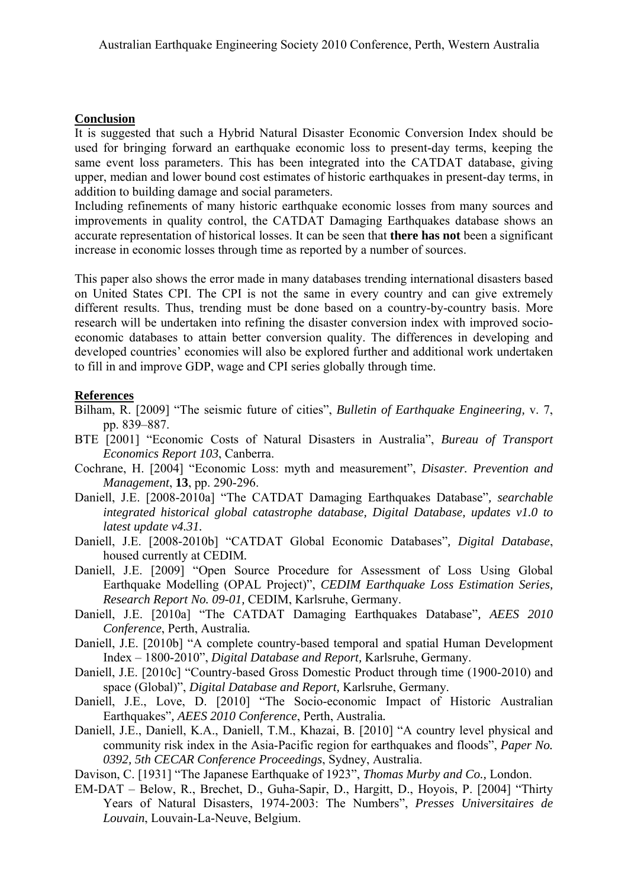## Conclusion

It is suggested that such a Hybrid Natural Disaster Economic Conversion Index should be used for bringing forward an earthquake economic loss to present-day terms, keeping the same event loss parameters. This has been integrated into the CATDAT database, giving upper, median and lower bound cost estimates of historic earthquakes in present-day terms, in addition to building damage and social parameters.

Including refinements of many historic earthquake economic losses from many sources and improvements in quality control, the CATDAT Damaging Earthquakes database shows an accurate representation of historical losses. It can be seen that **there has not** been a significant increase in economic losses through time as reported by a number of sources.

This paper also shows the error made in many databases trending international disasters based on United States CPI. The CPI is not the same in every country and can give extremely different results. Thus, trending must be done based on a country-by-country basis. More research will be undertaken into refining the disaster conversion index with improved socio-economic databases to attain better conversion quality. The differences in developing and developed countries' economies will also be explored further and additional work undertaken to fill in and improve GDP, wage and CPI series globally through time.

## References

Bilham, R. [2009] "The seismic future of cities", *Bulletin of Earthquake Engineering,* v. 7, pp. 839–887.

BTE [2001] "Economic Costs of Natural Disasters in Australia", *Bureau of Transport Economics Report 103*, Canberra.

Cochrane, H. [2004] "Economic Loss: myth and measurement", *Disaster. Prevention and Management*, **13**, pp. 290-296.

Daniell, J.E. [2008-2010a] "The CATDAT Damaging Earthquakes Database"*, searchable integrated historical global catastrophe database, Digital Database, updates v1.0 to latest update v4.31.*

Daniell, J.E. [2008-2010b] "CATDAT Global Economic Databases"*, Digital Database*, housed currently at CEDIM.

Daniell, J.E. [2009] "Open Source Procedure for Assessment of Loss Using Global Earthquake Modelling (OPAL Project)", *CEDIM Earthquake Loss Estimation Series, Research Report No. 09-01,* CEDIM, Karlsruhe, Germany.

Daniell, J.E. [2010a] "The CATDAT Damaging Earthquakes Database"*, AEES 2010 Conference*, Perth, Australia.

Daniell, J.E. [2010b] "A complete country-based temporal and spatial Human Development Index – 1800-2010", *Digital Database and Report,* Karlsruhe, Germany.

Daniell, J.E. [2010c] "Country-based Gross Domestic Product through time (1900-2010) and space (Global)", *Digital Database and Report,* Karlsruhe, Germany.

Daniell, J.E., Love, D. [2010] "The Socio-economic Impact of Historic Australian Earthquakes"*, AEES 2010 Conference*, Perth, Australia.

Daniell, J.E., Daniell, K.A., Daniell, T.M., Khazai, B. [2010] "A country level physical and community risk index in the Asia-Pacific region for earthquakes and floods", *Paper No. 0392, 5th CECAR Conference Proceedings*, Sydney, Australia.

Davison, C. [1931] "The Japanese Earthquake of 1923", *Thomas Murby and Co.,* London.

EM-DAT – Below, R., Brechet, D., Guha-Sapir, D., Hargitt, D., Hoyois, P. [2004] "Thirty Years of Natural Disasters, 1974-2003: The Numbers", *Presses Universitaires de Louvain*, Louvain-La-Neuve, Belgium.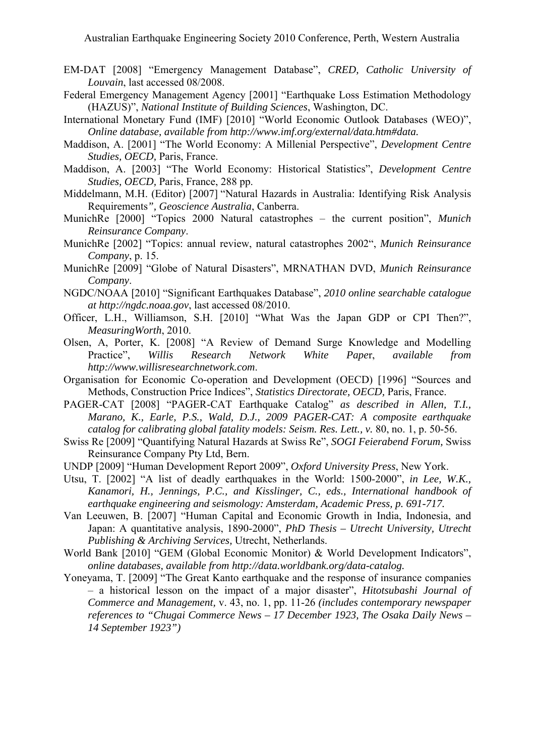EM-DAT [2008] "Emergency Management Database", *CRED, Catholic University of Louvain*, last accessed 08/2008.

Federal Emergency Management Agency [2001] "Earthquake Loss Estimation Methodology (HAZUS)", *National Institute of Building Sciences*, Washington, DC.

International Monetary Fund (IMF) [2010] "World Economic Outlook Databases (WEO)", *Online database, available from http://www.imf.org/external/data.htm#data.*

Maddison, A. [2001] "The World Economy: A Millenial Perspective", *Development Centre Studies, OECD,* Paris, France.

Maddison, A. [2003] "The World Economy: Historical Statistics", *Development Centre Studies, OECD,* Paris, France, 288 pp.

Middelmann, M.H. (Editor) [2007] "Natural Hazards in Australia: Identifying Risk Analysis Requirements*", Geoscience Australia*, Canberra.

MunichRe [2000] "Topics 2000 Natural catastrophes – the current position", *Munich Reinsurance Company*.

MunichRe [2002] "Topics: annual review, natural catastrophes 2002", *Munich Reinsurance Company*, p. 15.

MunichRe [2009] "Globe of Natural Disasters", MRNATHAN DVD, *Munich Reinsurance Company*.

NGDC/NOAA [2010] "Significant Earthquakes Database", *2010 online searchable catalogue at http://ngdc.noaa.gov*, last accessed 08/2010.

Officer, L.H., Williamson, S.H. [2010] "What Was the Japan GDP or CPI Then?", *MeasuringWorth*, 2010.

Olsen, A, Porter, K. [2008] "A Review of Demand Surge Knowledge and Modelling Practice", *Willis Research Network White Pape*r, *available from http://www.willisresearchnetwork.com*.

Organisation for Economic Co-operation and Development (OECD) [1996] "Sources and Methods, Construction Price Indices", *Statistics Directorate, OECD,* Paris, France.

PAGER-CAT [2008] "PAGER-CAT Earthquake Catalog" *as described in Allen, T.I., Marano, K., Earle, P.S., Wald, D.J., 2009 PAGER-CAT: A composite earthquake catalog for calibrating global fatality models: Seism. Res. Lett., v.* 80, no. 1, p. 50-56.

Swiss Re [2009] "Quantifying Natural Hazards at Swiss Re", *SOGI Feierabend Forum,* Swiss Reinsurance Company Pty Ltd, Bern.

UNDP [2009] "Human Development Report 2009", *Oxford University Press*, New York.

Utsu, T. [2002] "A list of deadly earthquakes in the World: 1500-2000", *in Lee, W.K., Kanamori, H., Jennings, P.C., and Kisslinger, C., eds., International handbook of earthquake engineering and seismology: Amsterdam, Academic Press, p. 691-717.*

Van Leeuwen, B. [2007] "Human Capital and Economic Growth in India, Indonesia, and Japan: A quantitative analysis, 1890-2000", *PhD Thesis – Utrecht University, Utrecht Publishing & Archiving Services,* Utrecht, Netherlands.

World Bank [2010] "GEM (Global Economic Monitor) & World Development Indicators", *online databases, available from http://data.worldbank.org/data-catalog.*

Yoneyama, T. [2009] "The Great Kanto earthquake and the response of insurance companies – a historical lesson on the impact of a major disaster", *Hitotsubashi Journal of Commerce and Management,* v. 43, no. 1, pp. 11-26 *(includes contemporary newspaper references to "Chugai Commerce News – 17 December 1923, The Osaka Daily News – 14 September 1923")*